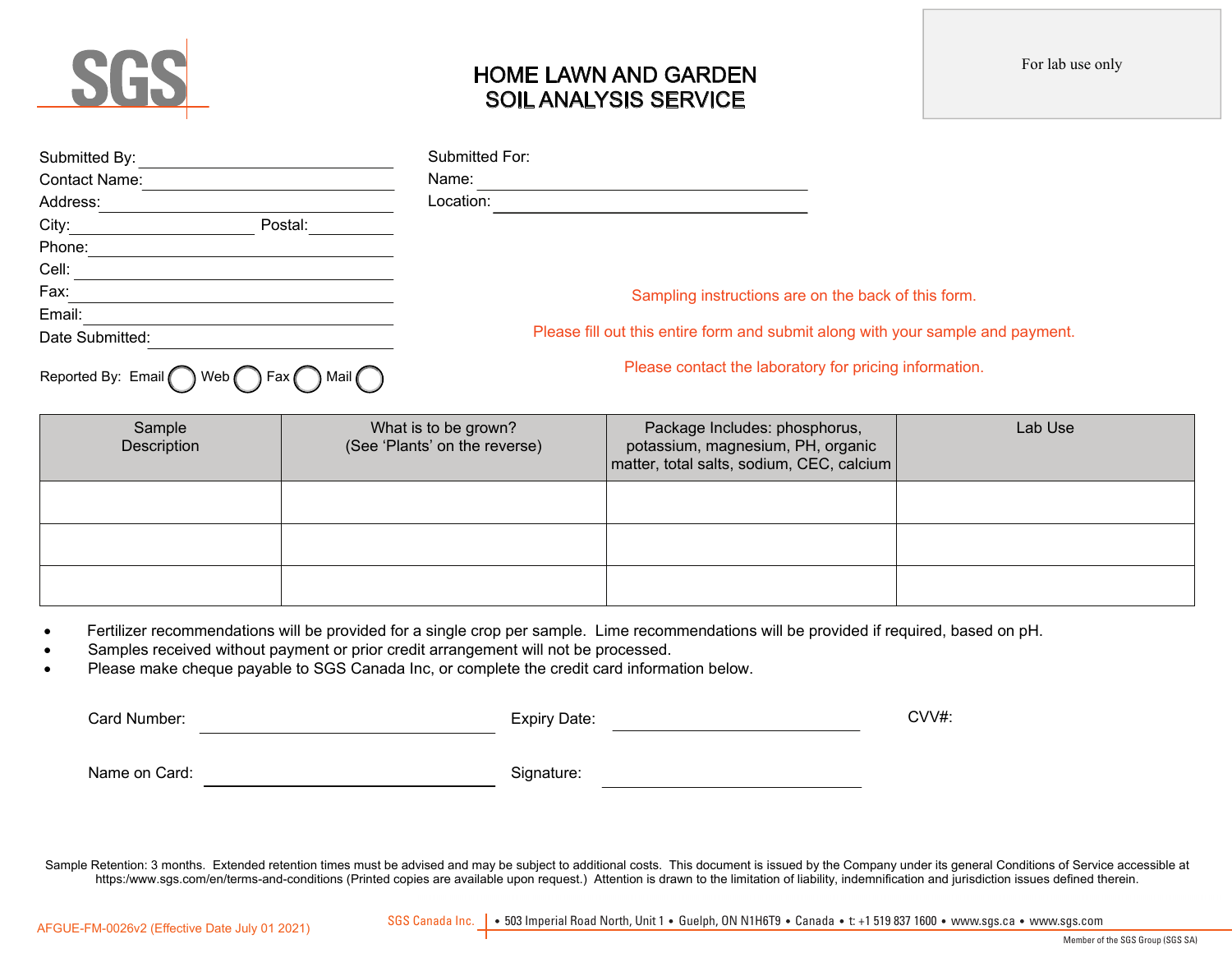SGS

# HOME LAWN AND GARDEN SOIL ANALYSIS SERVICE

For lab use only

Submitted By: ______________________

Contact Name: ______________________

Address: ______________________

City: ______________ Postal: __________

Phone: ______________________

Cell: ______________________

Fax: ______________________

Email: ______________________

Date Submitted: ______________________

Reported By: Email ◯ Web ◯ Fax ◯ Mail ◯

Submitted For:

Name: ______________________

Location: ______________________

Sampling instructions are on the back of this form.

Please fill out this entire form and submit along with your sample and payment.

Please contact the laboratory for pricing information.

| Sample Description | What is to be grown? (See 'Plants' on the reverse) | Package Includes: phosphorus, potassium, magnesium, PH, organic matter, total salts, sodium, CEC, calcium | Lab Use |
|---|---|---|---|
| | | | |
| | | | |
| | | | |

- Fertilizer recommendations will be provided for a single crop per sample. Lime recommendations will be provided if required, based on pH.
- Samples received without payment or prior credit arrangement will not be processed.
- Please make cheque payable to SGS Canada Inc, or complete the credit card information below.

Card Number: ______________________ Expiry Date: ______________________ CVV#:

Name on Card: ______________________ Signature: ______________________

Sample Retention: 3 months. Extended retention times must be advised and may be subject to additional costs. This document is issued by the Company under its general Conditions of Service accessible at https:www.sgs.com/en/terms-and-conditions (Printed copies are available upon request.) Attention is drawn to the limitation of liability, indemnification and jurisdiction issues defined therein.

AFGUE-FM-0026v2 (Effective Date July 01 2021)

SGS Canada Inc. • 503 Imperial Road North, Unit 1 • Guelph, ON N1H6T9 • Canada • t: +1 519 837 1600 • www.sgs.ca • www.sgs.com

Member of the SGS Group (SGS SA)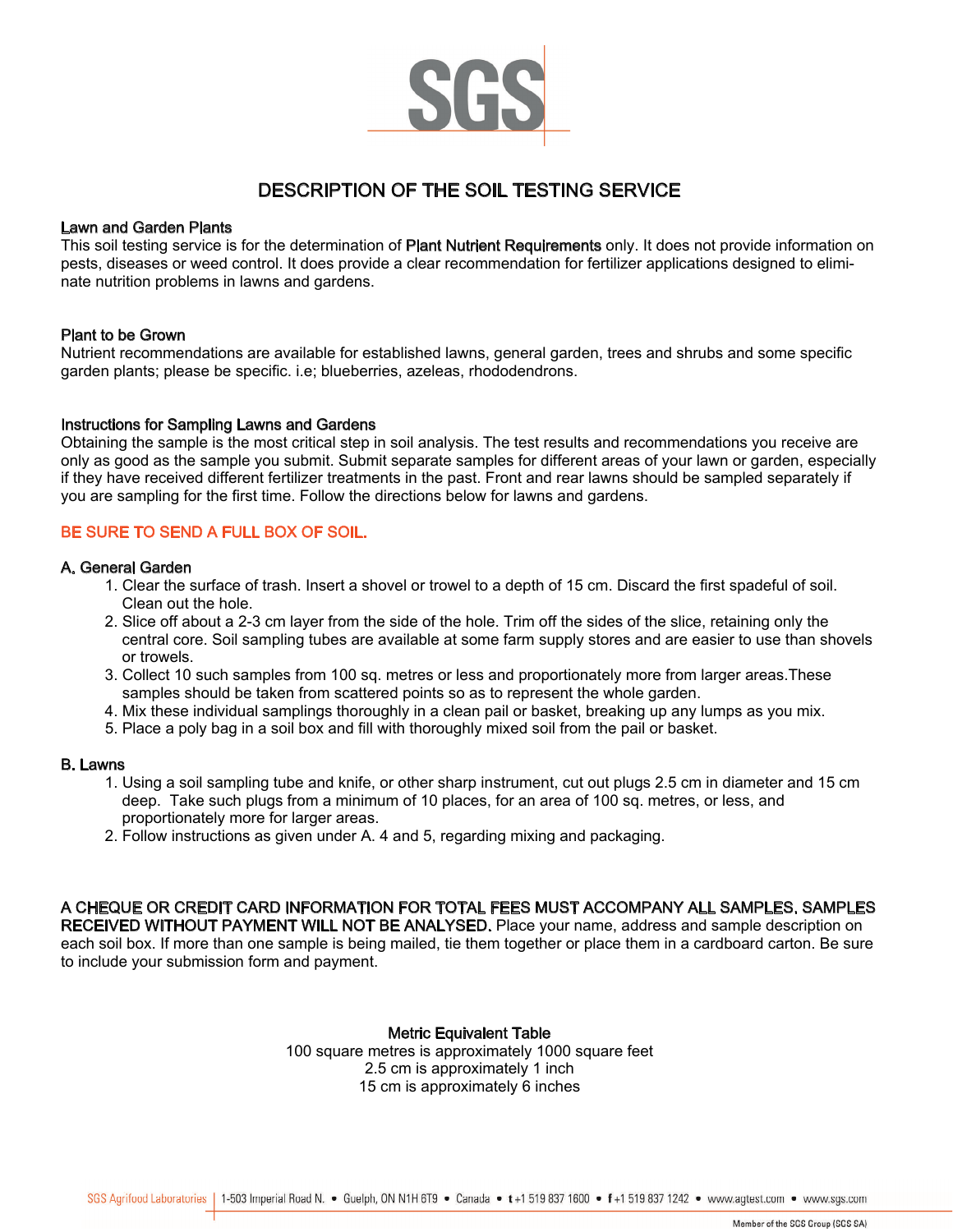# DESCRIPTION OF THE SOIL TESTING SERVICE

## Lawn and Garden Plants

This soil testing service is for the determination of Plant Nutrient Requirements only. It does not provide information on pests, diseases or weed control. It does provide a clear recommendation for fertilizer applications designed to eliminate nutrition problems in lawns and gardens.

## Plant to be Grown

Nutrient recommendations are available for established lawns, general garden, trees and shrubs and some specific garden plants; please be specific. i.e; blueberries, azeleas, rhododendrons.

## Instructions for Sampling Lawns and Gardens

Obtaining the sample is the most critical step in soil analysis. The test results and recommendations you receive are only as good as the sample you submit. Submit separate samples for different areas of your lawn or garden, especially if they have received different fertilizer treatments in the past. Front and rear lawns should be sampled separately if you are sampling for the first time. Follow the directions below for lawns and gardens.

**BE SURE TO SEND A FULL BOX OF SOIL.**

### A. General Garden

1. Clear the surface of trash. Insert a shovel or trowel to a depth of 15 cm. Discard the first spadeful of soil. Clean out the hole.
2. Slice off about a 2-3 cm layer from the side of the hole. Trim off the sides of the slice, retaining only the central core. Soil sampling tubes are available at some farm supply stores and are easier to use than shovels or trowels.
3. Collect 10 such samples from 100 sq. metres or less and proportionately more from larger areas.These samples should be taken from scattered points so as to represent the whole garden.
4. Mix these individual samplings thoroughly in a clean pail or basket, breaking up any lumps as you mix.
5. Place a poly bag in a soil box and fill with thoroughly mixed soil from the pail or basket.

### B. Lawns

1. Using a soil sampling tube and knife, or other sharp instrument, cut out plugs 2.5 cm in diameter and 15 cm deep. Take such plugs from a minimum of 10 places, for an area of 100 sq. metres, or less, and proportionately more for larger areas.
2. Follow instructions as given under A. 4 and 5, regarding mixing and packaging.

**A CHEQUE OR CREDIT CARD INFORMATION FOR TOTAL FEES MUST ACCOMPANY ALL SAMPLES. SAMPLES RECEIVED WITHOUT PAYMENT WILL NOT BE ANALYSED.** Place your name, address and sample description on each soil box. If more than one sample is being mailed, tie them together or place them in a cardboard carton. Be sure to include your submission form and payment.

**Metric Equivalent Table**

100 square metres is approximately 1000 square feet
2.5 cm is approximately 1 inch
15 cm is approximately 6 inches

SGS Agrifood Laboratories | 1-503 Imperial Road N. • Guelph, ON N1H 6T9 • Canada • t +1 519 837 1600 • f +1 519 837 1242 • www.agtest.com • www.sgs.com

Member of the SGS Group (SGS SA)